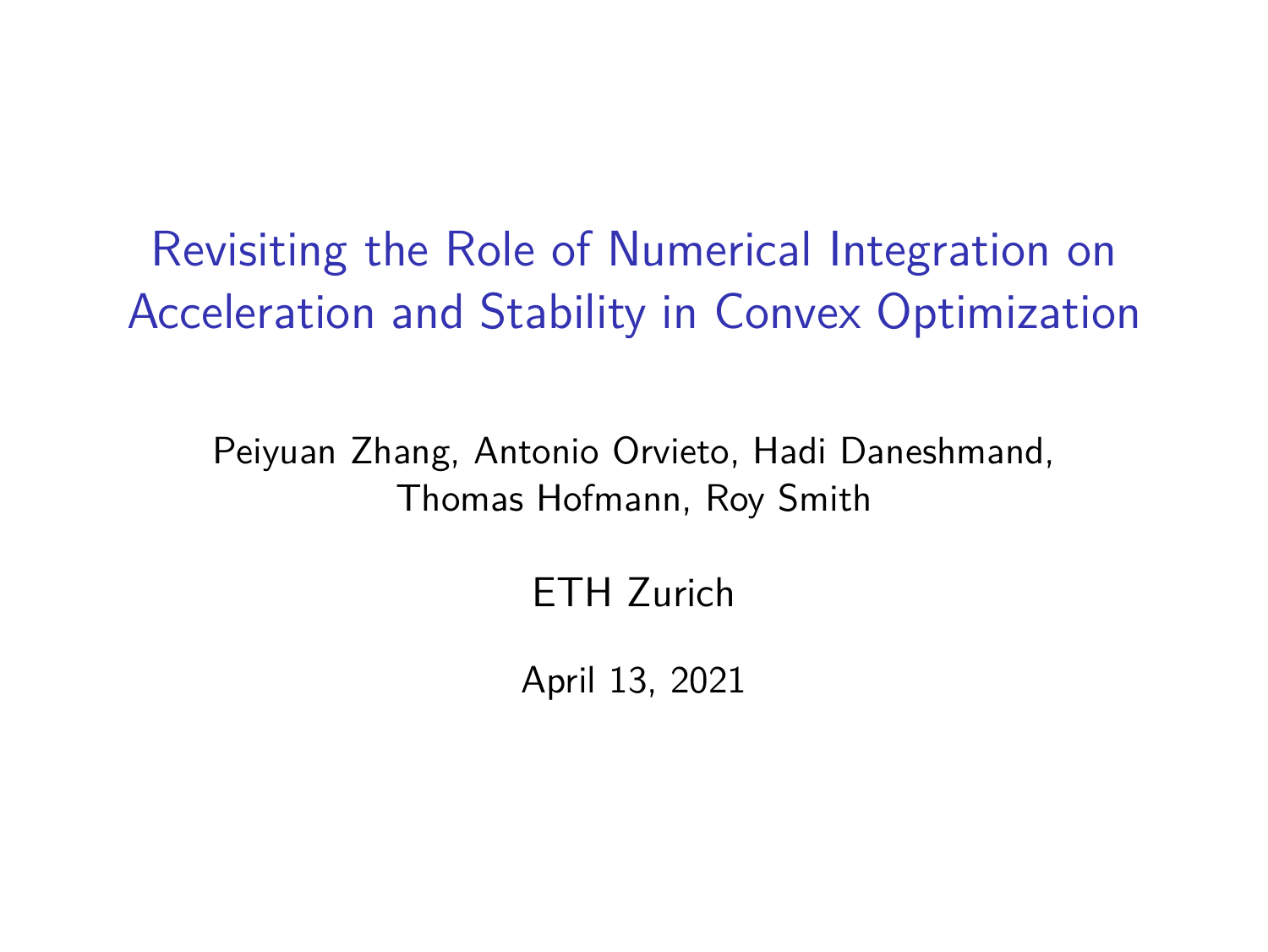# Revisiting the Role of Numerical Integration on Acceleration and Stability in Convex Optimization

Peiyuan Zhang, Antonio Orvieto, Hadi Daneshmand, Thomas Hofmann, Roy Smith

ETH Zurich

April 13, 2021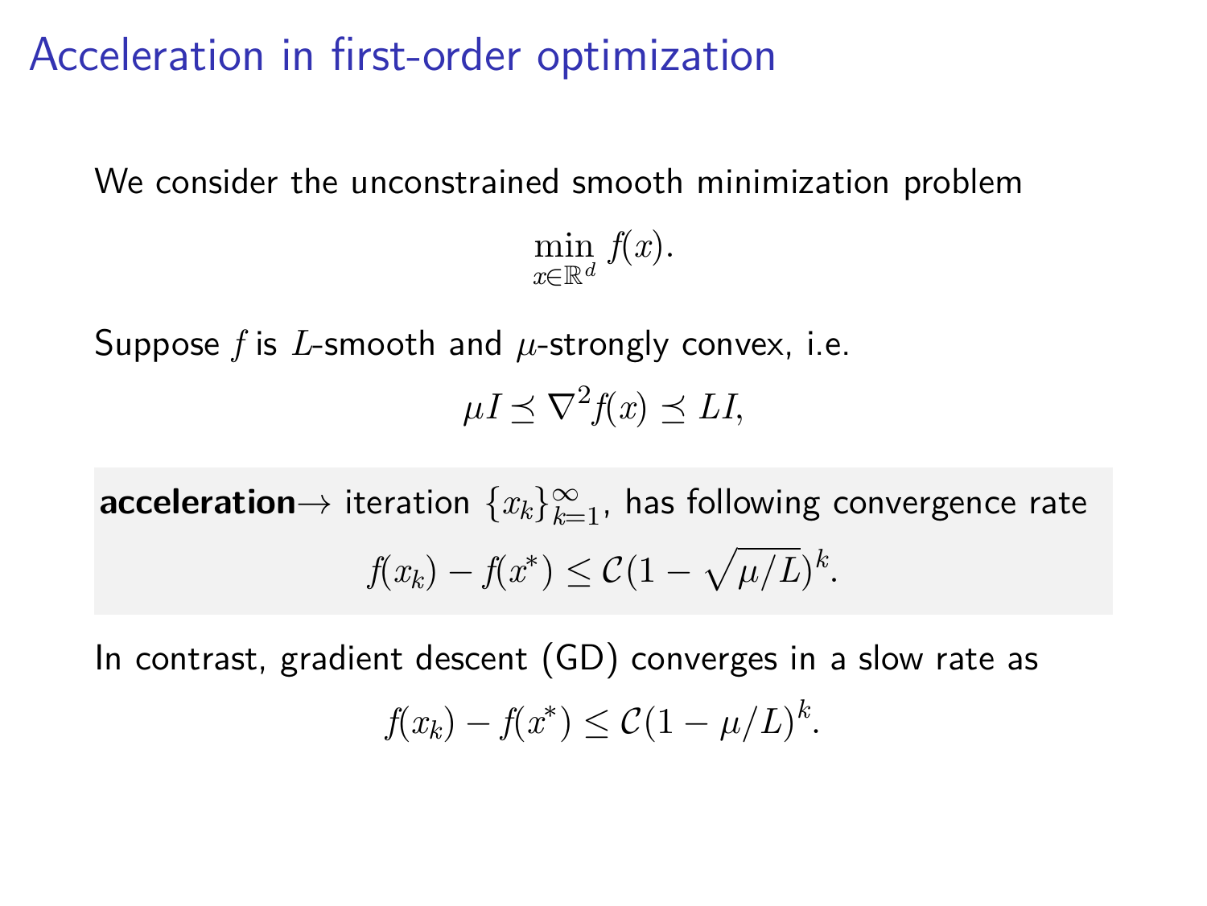# Acceleration in first-order optimization

We consider the unconstrained smooth minimization problem

$$\min_{x \in \mathbb{R}^d} f(x).$$

Suppose $f$ is $L$-smooth and $\mu$-strongly convex, i.e.

$$\mu I \preceq \nabla^2 f(x) \preceq LI,$$

**acceleration**$\rightarrow$ iteration $\{x_k\}_{k=1}^{\infty}$, has following convergence rate

$$f(x_k) - f(x^*) \leq \mathcal{C}(1 - \sqrt{\mu/L})^k.$$

In contrast, gradient descent (GD) converges in a slow rate as

$$f(x_k) - f(x^*) \leq \mathcal{C}(1 - \mu/L)^k.$$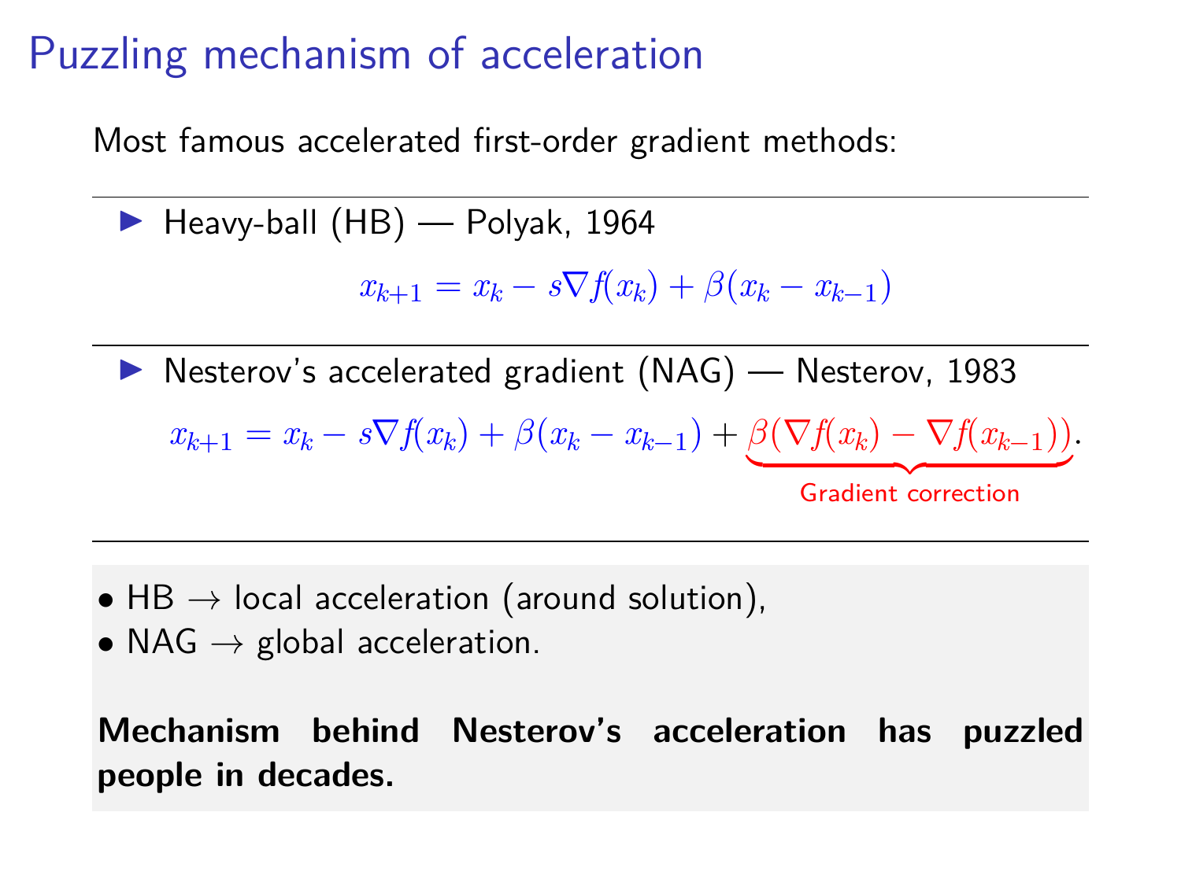# Puzzling mechanism of acceleration

Most famous accelerated first-order gradient methods:

- Heavy-ball (HB) — Polyak, 1964

$$x_{k+1} = x_k - s\nabla f(x_k) + \beta(x_k - x_{k-1})$$

- Nesterov's accelerated gradient (NAG) — Nesterov, 1983

$$x_{k+1} = x_k - s\nabla f(x_k) + \beta(x_k - x_{k-1}) + \underbrace{\beta(\nabla f(x_k) - \nabla f(x_{k-1}))}_{\text{Gradient correction}}.$$

- HB $\rightarrow$ local acceleration (around solution),
- NAG $\rightarrow$ global acceleration.

**Mechanism behind Nesterov's acceleration has puzzled people in decades.**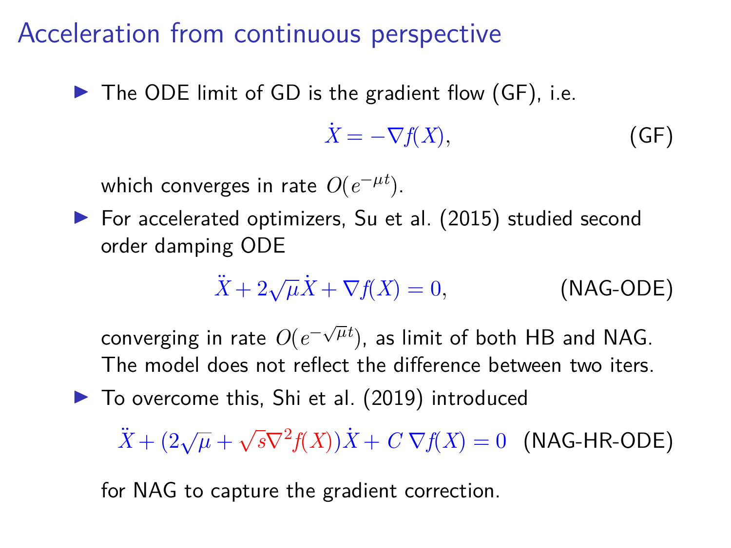# Acceleration from continuous perspective

- The ODE limit of GD is the gradient flow (GF), i.e.

$$\dot{X} = -\nabla f(X), \tag{GF}$$

which converges in rate $O(e^{-\mu t})$.

- For accelerated optimizers, Su et al. (2015) studied second order damping ODE

$$\ddot{X} + 2\sqrt{\mu}\dot{X} + \nabla f(X) = 0, \tag{NAG-ODE}$$

converging in rate $O(e^{-\sqrt{\mu}t})$, as limit of both HB and NAG. The model does not reflect the difference between two iters.

- To overcome this, Shi et al. (2019) introduced

$$\ddot{X} + (2\sqrt{\mu} + \sqrt{s}\nabla^2 f(X))\dot{X} + C\,\nabla f(X) = 0 \tag{NAG-HR-ODE}$$

for NAG to capture the gradient correction.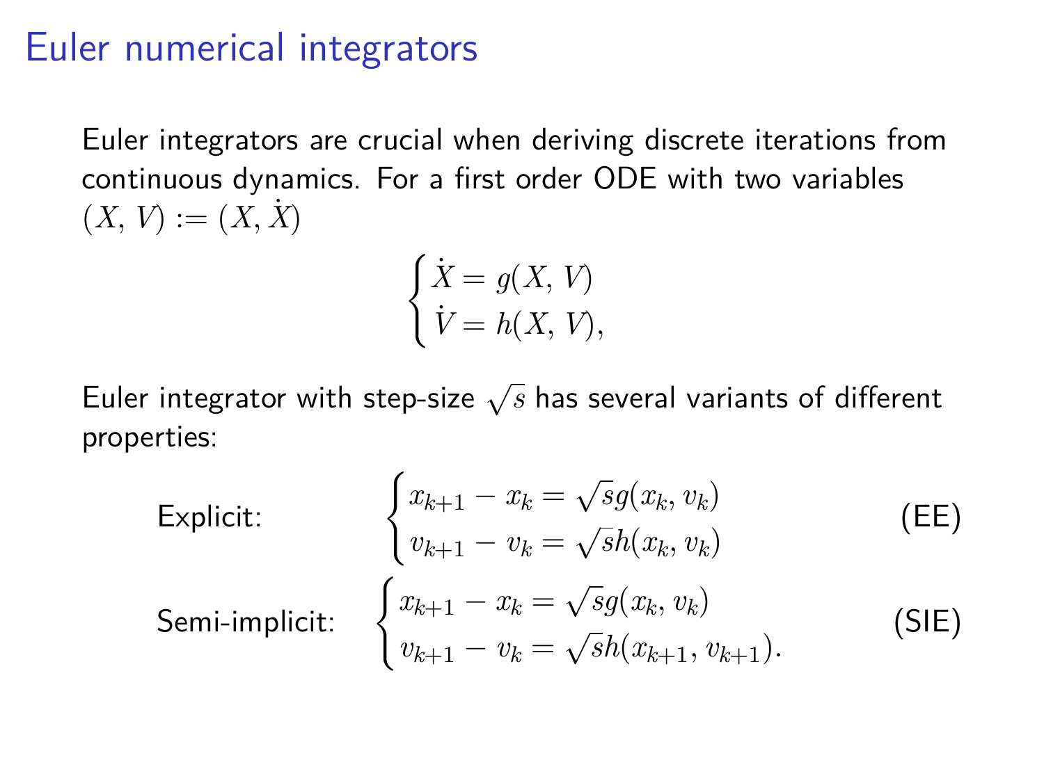# Euler numerical integrators

Euler integrators are crucial when deriving discrete iterations from continuous dynamics. For a first order ODE with two variables $(X, V) := (X, \dot{X})$

$$
\begin{cases}
\dot{X} = g(X, V) \\
\dot{V} = h(X, V),
\end{cases}
$$

Euler integrator with step-size $\sqrt{s}$ has several variants of different properties:

$$
\text{Explicit:} \quad
\begin{cases}
x_{k+1} - x_k = \sqrt{s} g(x_k, v_k) \\
v_{k+1} - v_k = \sqrt{s} h(x_k, v_k)
\end{cases}
\tag{EE}
$$

$$
\text{Semi-implicit:} \quad
\begin{cases}
x_{k+1} - x_k = \sqrt{s} g(x_k, v_k) \\
v_{k+1} - v_k = \sqrt{s} h(x_{k+1}, v_{k+1}).
\end{cases}
\tag{SIE}
$$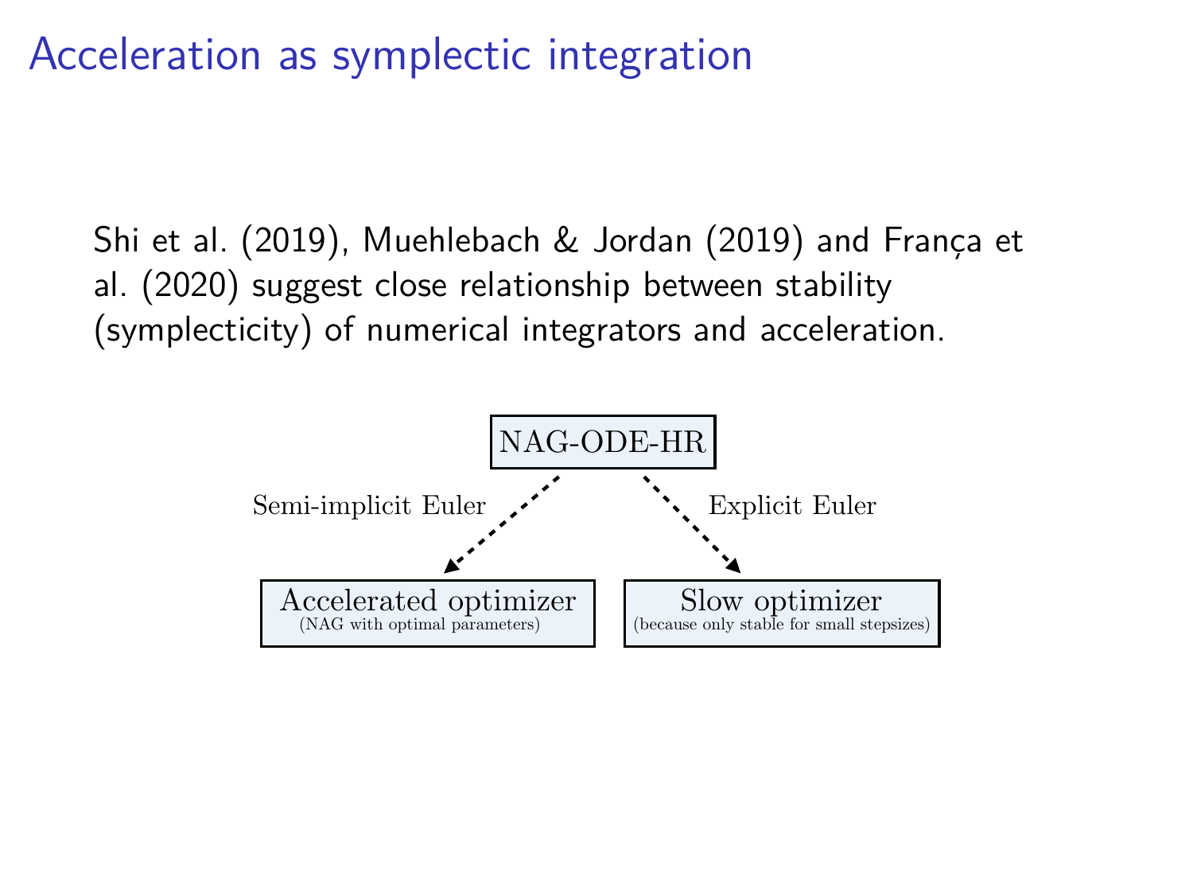# Acceleration as symplectic integration

Shi et al. (2019), Muehlebach & Jordan (2019) and França et al. (2020) suggest close relationship between stability (symplecticity) of numerical integrators and acceleration.

NAG-ODE-HR

Semi-implicit Euler → Accelerated optimizer (NAG with optimal parameters)

Explicit Euler → Slow optimizer (because only stable for small stepsizes)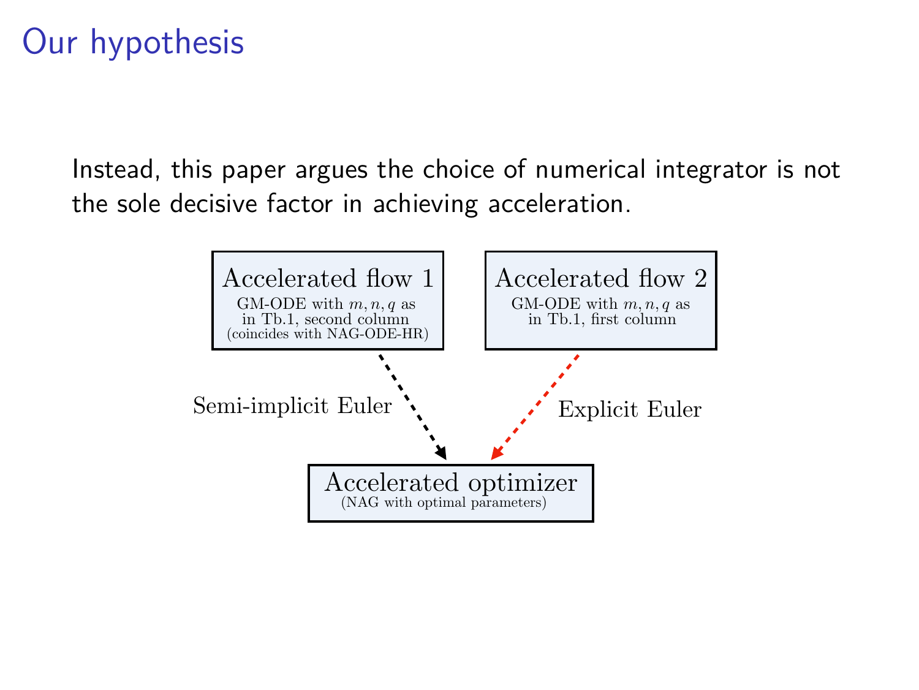# Our hypothesis

Instead, this paper argues the choice of numerical integrator is not the sole decisive factor in achieving acceleration.

**Accelerated flow 1**
GM-ODE with $m, n, q$ as in Tb.1, second column (coincides with NAG-ODE-HR)

**Accelerated flow 2**
GM-ODE with $m, n, q$ as in Tb.1, first column

Semi-implicit Euler (Accelerated flow 1 → Accelerated optimizer)

Explicit Euler (Accelerated flow 2 → Accelerated optimizer)

**Accelerated optimizer**
(NAG with optimal parameters)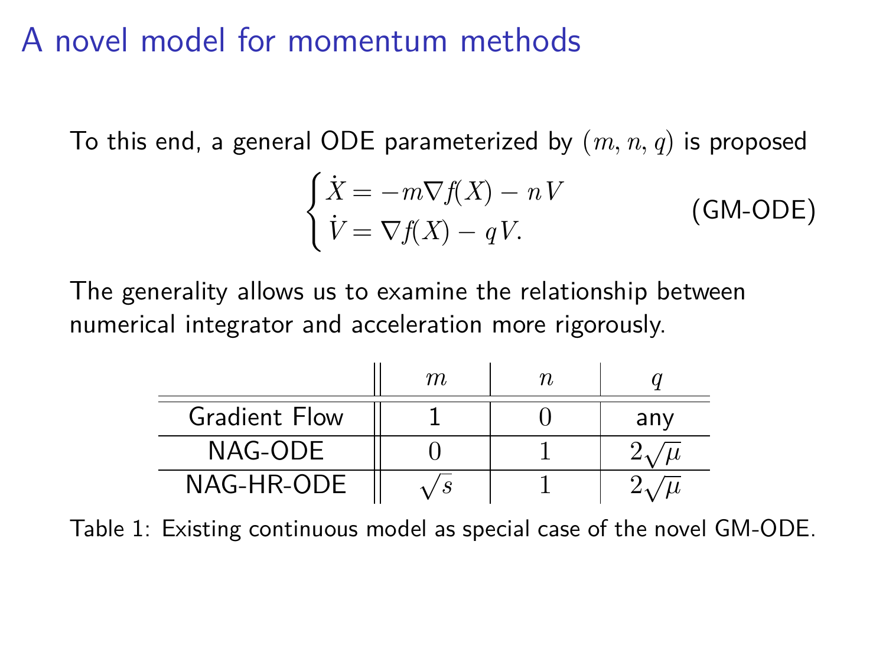# A novel model for momentum methods

To this end, a general ODE parameterized by $(m, n, q)$ is proposed

$$\begin{cases} \dot{X} = -m\nabla f(X) - nV \\ \dot{V} = \nabla f(X) - qV. \end{cases} \qquad \text{(GM-ODE)}$$

The generality allows us to examine the relationship between numerical integrator and acceleration more rigorously.

| | $m$ | $n$ | $q$ |
|---|---|---|---|
| Gradient Flow | $1$ | $0$ | any |
| NAG-ODE | $0$ | $1$ | $2\sqrt{\mu}$ |
| NAG-HR-ODE | $\sqrt{s}$ | $1$ | $2\sqrt{\mu}$ |

Table 1: Existing continuous model as special case of the novel GM-ODE.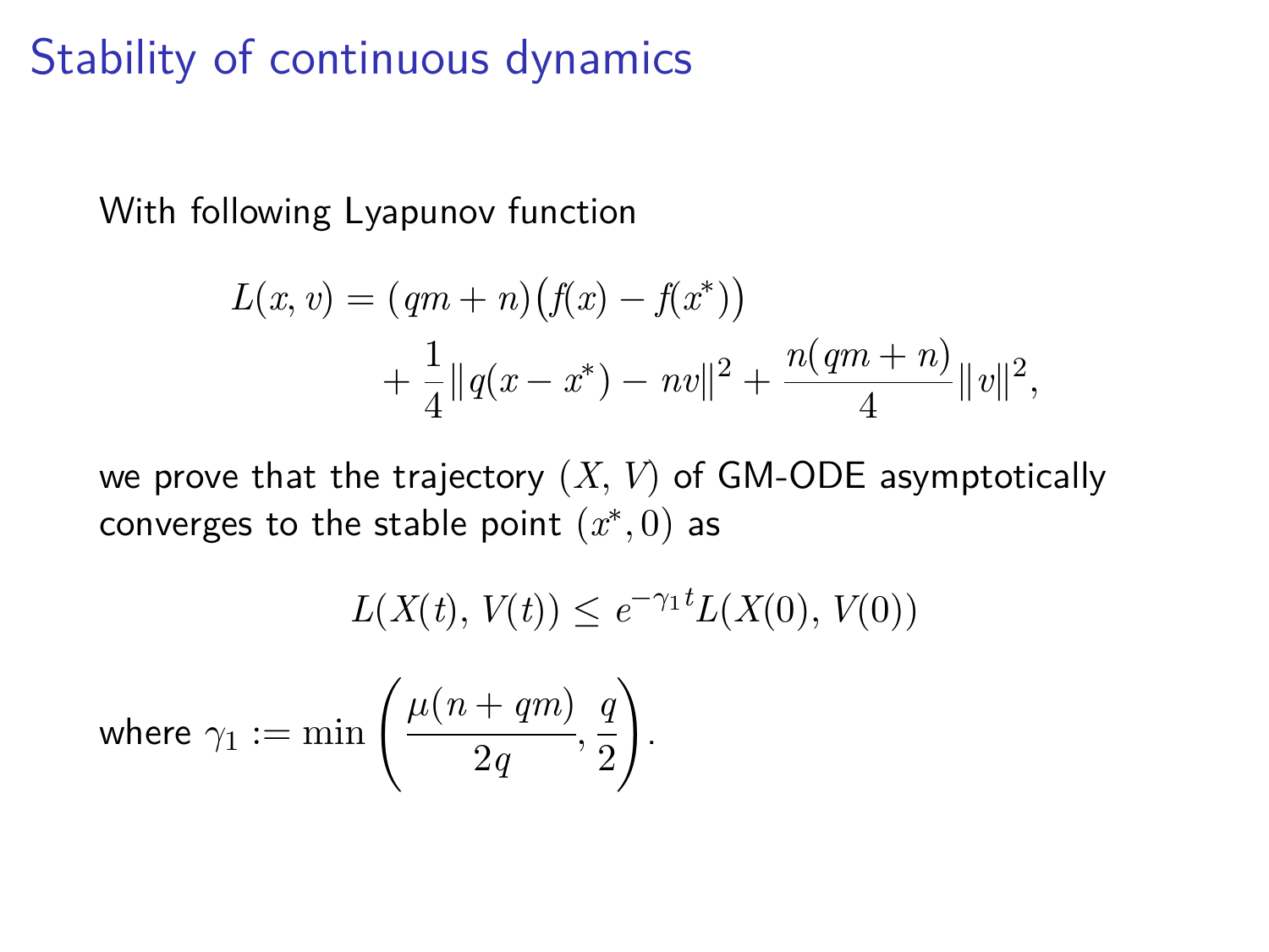# Stability of continuous dynamics

With following Lyapunov function

$$
\begin{aligned}
L(x, v) = &\,(qm + n)\big(f(x) - f(x^*)\big) \\
&\quad + \frac{1}{4}\|q(x - x^*) - nv\|^2 + \frac{n(qm + n)}{4}\|v\|^2,
\end{aligned}
$$

we prove that the trajectory $(X, V)$ of GM-ODE asymptotically converges to the stable point $(x^*, 0)$ as

$$
L(X(t), V(t)) \leq e^{-\gamma_1 t} L(X(0), V(0))
$$

where $\gamma_1 := \min\left(\frac{\mu(n + qm)}{2q}, \frac{q}{2}\right)$.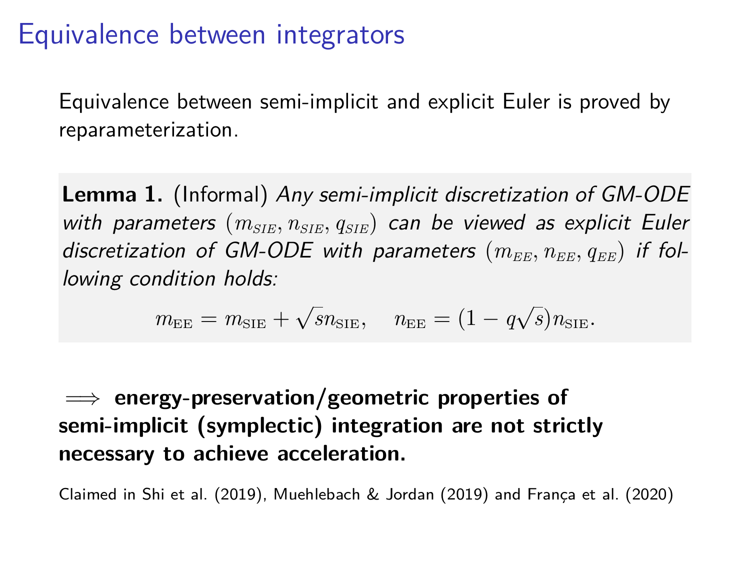# Equivalence between integrators

Equivalence between semi-implicit and explicit Euler is proved by reparameterization.

**Lemma 1.** (Informal) *Any semi-implicit discretization of GM-ODE with parameters* $(m_{SIE}, n_{SIE}, q_{SIE})$ *can be viewed as explicit Euler discretization of GM-ODE with parameters* $(m_{EE}, n_{EE}, q_{EE})$ *if following condition holds:*

$$m_{\mathrm{EE}} = m_{\mathrm{SIE}} + \sqrt{s} n_{\mathrm{SIE}}, \quad n_{\mathrm{EE}} = (1 - q\sqrt{s}) n_{\mathrm{SIE}}.$$

$\implies$ **energy-preservation/geometric properties of semi-implicit (symplectic) integration are not strictly necessary to achieve acceleration.**

Claimed in Shi et al. (2019), Muehlebach & Jordan (2019) and França et al. (2020)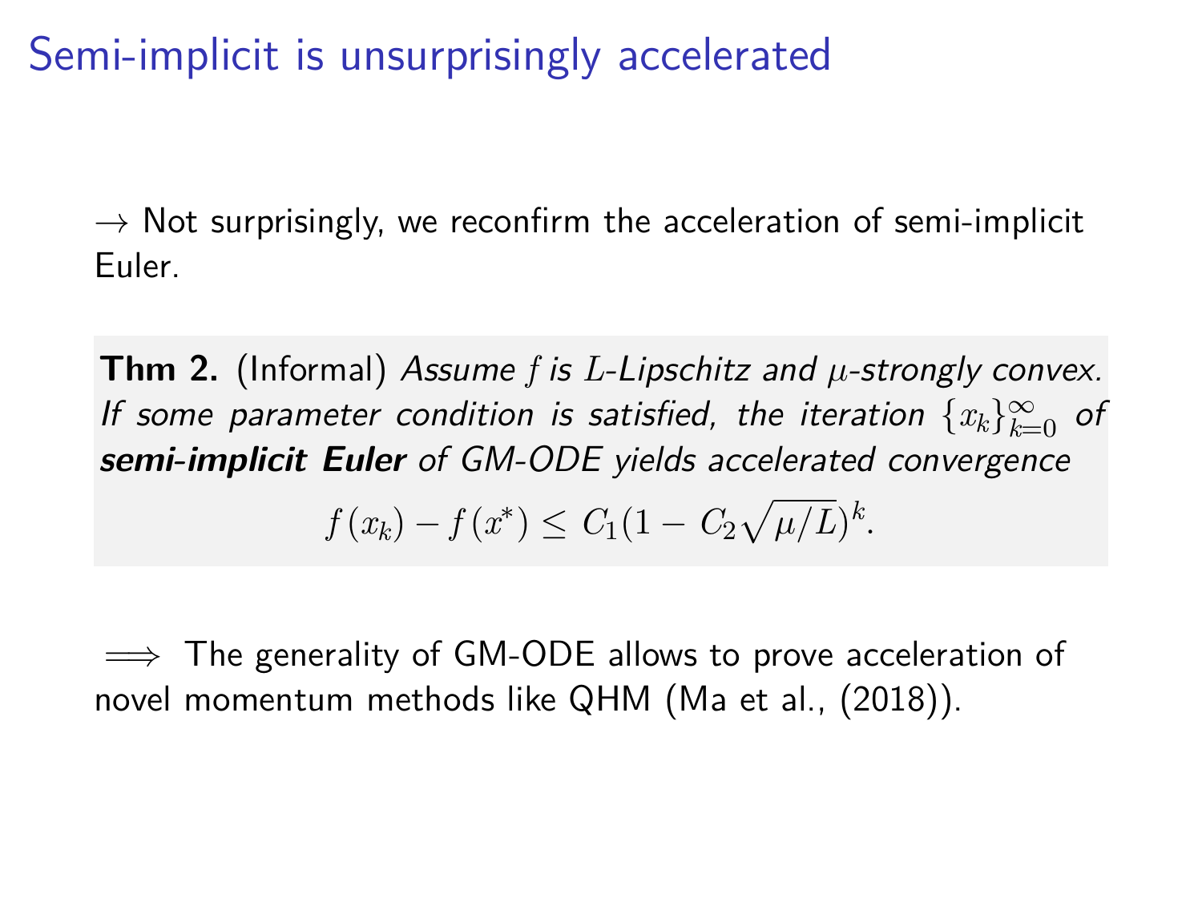# Semi-implicit is unsurprisingly accelerated

$\rightarrow$ Not surprisingly, we reconfirm the acceleration of semi-implicit Euler.

**Thm 2.** (Informal) *Assume $f$ is $L$-Lipschitz and $\mu$-strongly convex. If some parameter condition is satisfied, the iteration $\{x_k\}_{k=0}^{\infty}$ of **semi-implicit Euler** of GM-ODE yields accelerated convergence*

$$f(x_k) - f(x^*) \leq C_1(1 - C_2\sqrt{\mu/L})^k.$$

$\implies$ The generality of GM-ODE allows to prove acceleration of novel momentum methods like QHM (Ma et al., (2018)).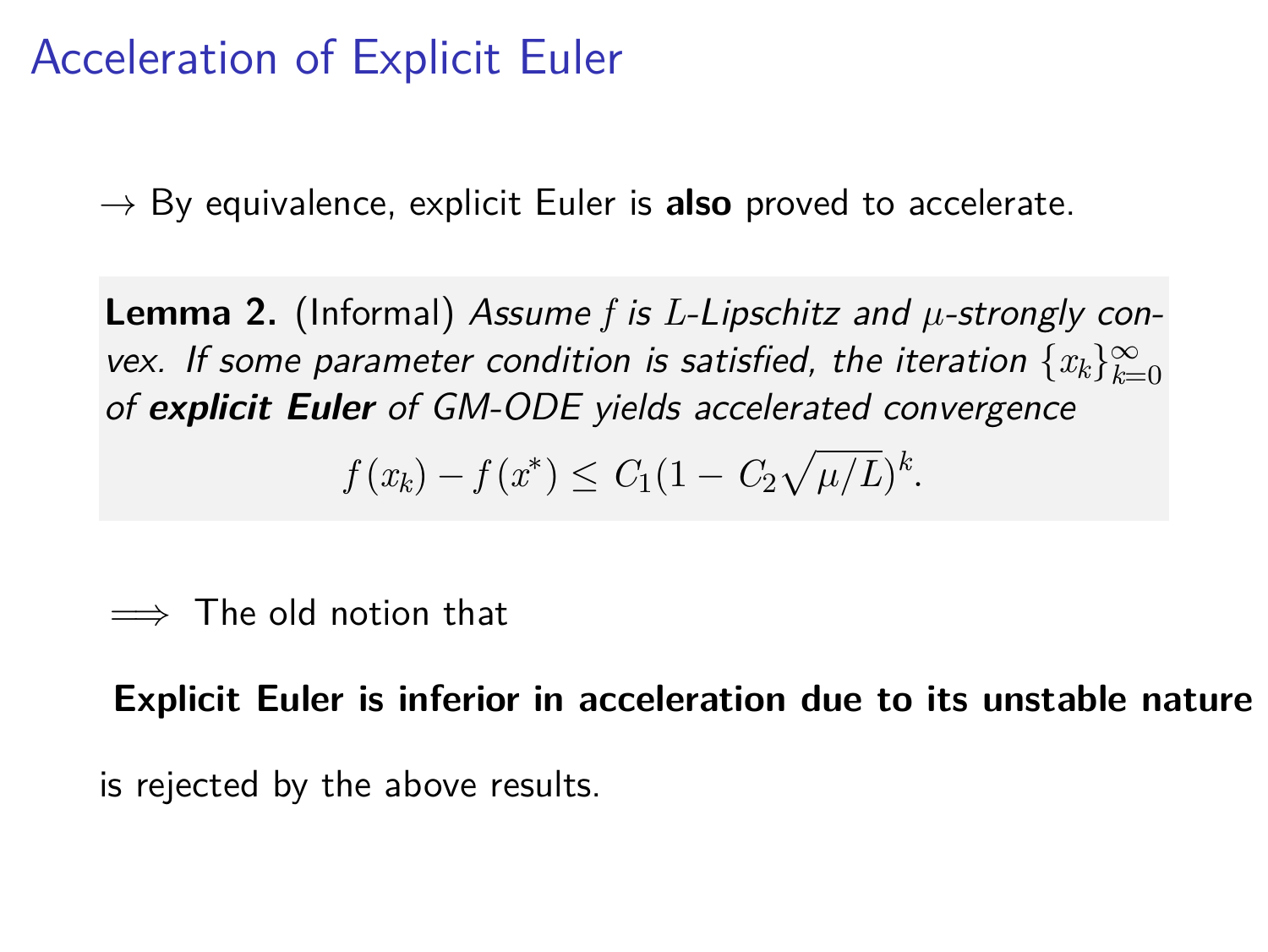# Acceleration of Explicit Euler

$\rightarrow$ By equivalence, explicit Euler is **also** proved to accelerate.

**Lemma 2.** (Informal) *Assume $f$ is $L$-Lipschitz and $\mu$-strongly convex. If some parameter condition is satisfied, the iteration $\{x_k\}_{k=0}^{\infty}$ of **explicit Euler** of GM-ODE yields accelerated convergence*

$$f(x_k) - f(x^*) \leq C_1(1 - C_2\sqrt{\mu/L})^k.$$

$\implies$ The old notion that

**Explicit Euler is inferior in acceleration due to its unstable nature**

is rejected by the above results.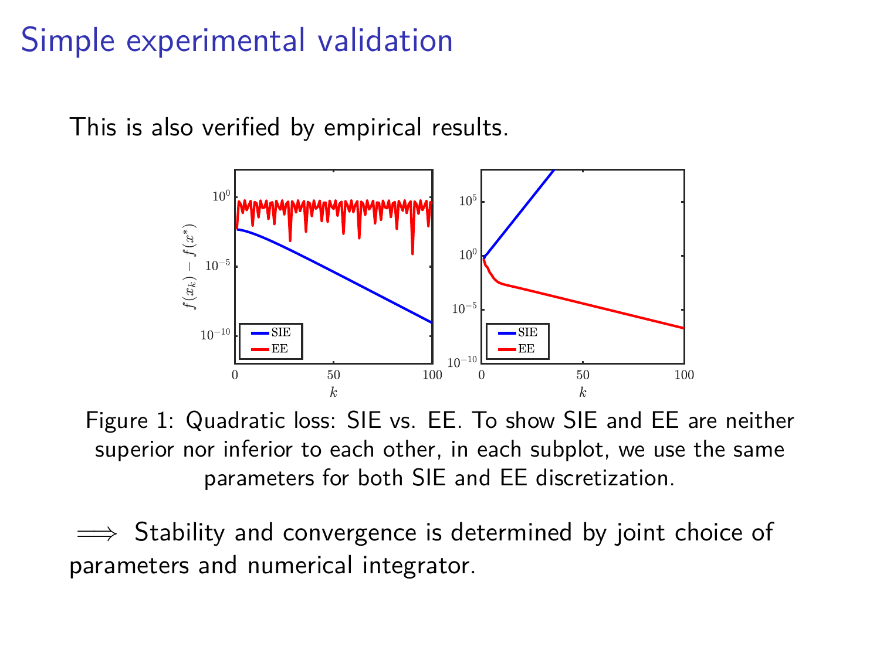# Simple experimental validation

This is also verified by empirical results.

Figure 1: Quadratic loss: SIE vs. EE. To show SIE and EE are neither superior nor inferior to each other, in each subplot, we use the same parameters for both SIE and EE discretization.

$\Longrightarrow$ Stability and convergence is determined by joint choice of parameters and numerical integrator.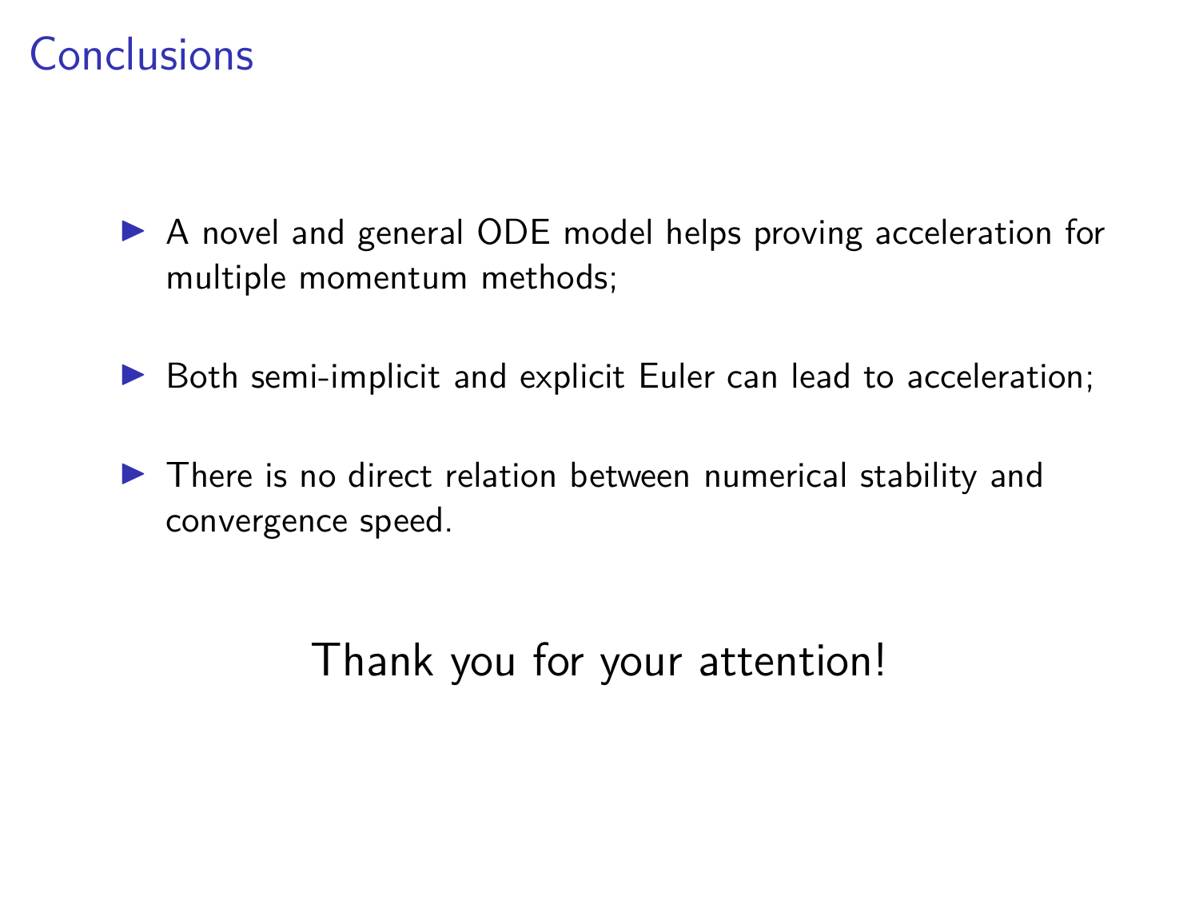# Conclusions

- A novel and general ODE model helps proving acceleration for multiple momentum methods;
- Both semi-implicit and explicit Euler can lead to acceleration;
- There is no direct relation between numerical stability and convergence speed.

Thank you for your attention!